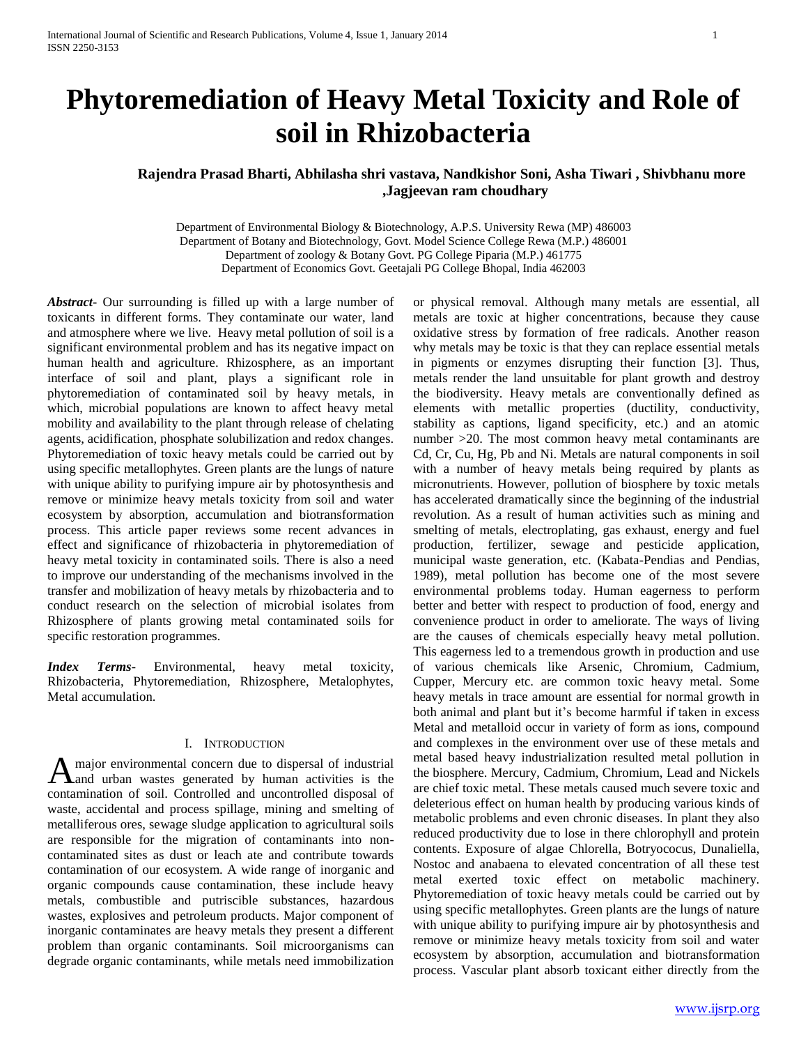# Phytoremediation of Heavy Metal Toxicity and Role of soil in Rhizobacteria

**Rajendra Prasad Bharti, Abhilasha shri vastava, Nandkishor Soni, Asha Tiwari , Shivbhanu more ,Jagjeevan ram choudhary**

Department of Environmental Biology & Biotechnology, A.P.S. University Rewa (MP) 486003
Department of Botany and Biotechnology, Govt. Model Science College Rewa (M.P.) 486001
Department of zoology & Botany Govt. PG College Piparia (M.P.) 461775
Department of Economics Govt. Geetajali PG College Bhopal, India 462003

***Abstract-*** Our surrounding is filled up with a large number of toxicants in different forms. They contaminate our water, land and atmosphere where we live. Heavy metal pollution of soil is a significant environmental problem and has its negative impact on human health and agriculture. Rhizosphere, as an important interface of soil and plant, plays a significant role in phytoremediation of contaminated soil by heavy metals, in which, microbial populations are known to affect heavy metal mobility and availability to the plant through release of chelating agents, acidification, phosphate solubilization and redox changes. Phytoremediation of toxic heavy metals could be carried out by using specific metallophytes. Green plants are the lungs of nature with unique ability to purifying impure air by photosynthesis and remove or minimize heavy metals toxicity from soil and water ecosystem by absorption, accumulation and biotransformation process. This article paper reviews some recent advances in effect and significance of rhizobacteria in phytoremediation of heavy metal toxicity in contaminated soils. There is also a need to improve our understanding of the mechanisms involved in the transfer and mobilization of heavy metals by rhizobacteria and to conduct research on the selection of microbial isolates from Rhizosphere of plants growing metal contaminated soils for specific restoration programmes.

***Index Terms-*** Environmental, heavy metal toxicity, Rhizobacteria, Phytoremediation, Rhizosphere, Metalophytes, Metal accumulation.

## I. Introduction

A major environmental concern due to dispersal of industrial and urban wastes generated by human activities is the contamination of soil. Controlled and uncontrolled disposal of waste, accidental and process spillage, mining and smelting of metalliferous ores, sewage sludge application to agricultural soils are responsible for the migration of contaminants into non-contaminated sites as dust or leach ate and contribute towards contamination of our ecosystem. A wide range of inorganic and organic compounds cause contamination, these include heavy metals, combustible and putriscible substances, hazardous wastes, explosives and petroleum products. Major component of inorganic contaminates are heavy metals they present a different problem than organic contaminants. Soil microorganisms can degrade organic contaminants, while metals need immobilization or physical removal. Although many metals are essential, all metals are toxic at higher concentrations, because they cause oxidative stress by formation of free radicals. Another reason why metals may be toxic is that they can replace essential metals in pigments or enzymes disrupting their function [3]. Thus, metals render the land unsuitable for plant growth and destroy the biodiversity. Heavy metals are conventionally defined as elements with metallic properties (ductility, conductivity, stability as captions, ligand specificity, etc.) and an atomic number >20. The most common heavy metal contaminants are Cd, Cr, Cu, Hg, Pb and Ni. Metals are natural components in soil with a number of heavy metals being required by plants as micronutrients. However, pollution of biosphere by toxic metals has accelerated dramatically since the beginning of the industrial revolution. As a result of human activities such as mining and smelting of metals, electroplating, gas exhaust, energy and fuel production, fertilizer, sewage and pesticide application, municipal waste generation, etc. (Kabata-Pendias and Pendias, 1989), metal pollution has become one of the most severe environmental problems today. Human eagerness to perform better and better with respect to production of food, energy and convenience product in order to ameliorate. The ways of living are the causes of chemicals especially heavy metal pollution. This eagerness led to a tremendous growth in production and use of various chemicals like Arsenic, Chromium, Cadmium, Cupper, Mercury etc. are common toxic heavy metal. Some heavy metals in trace amount are essential for normal growth in both animal and plant but it's become harmful if taken in excess Metal and metalloid occur in variety of form as ions, compound and complexes in the environment over use of these metals and metal based heavy industrialization resulted metal pollution in the biosphere. Mercury, Cadmium, Chromium, Lead and Nickels are chief toxic metal. These metals caused much severe toxic and deleterious effect on human health by producing various kinds of metabolic problems and even chronic diseases. In plant they also reduced productivity due to lose in there chlorophyll and protein contents. Exposure of algae Chlorella, Botryococus, Dunaliella, Nostoc and anabaena to elevated concentration of all these test metal exerted toxic effect on metabolic machinery. Phytoremediation of toxic heavy metals could be carried out by using specific metallophytes. Green plants are the lungs of nature with unique ability to purifying impure air by photosynthesis and remove or minimize heavy metals toxicity from soil and water ecosystem by absorption, accumulation and biotransformation process. Vascular plant absorb toxicant either directly from the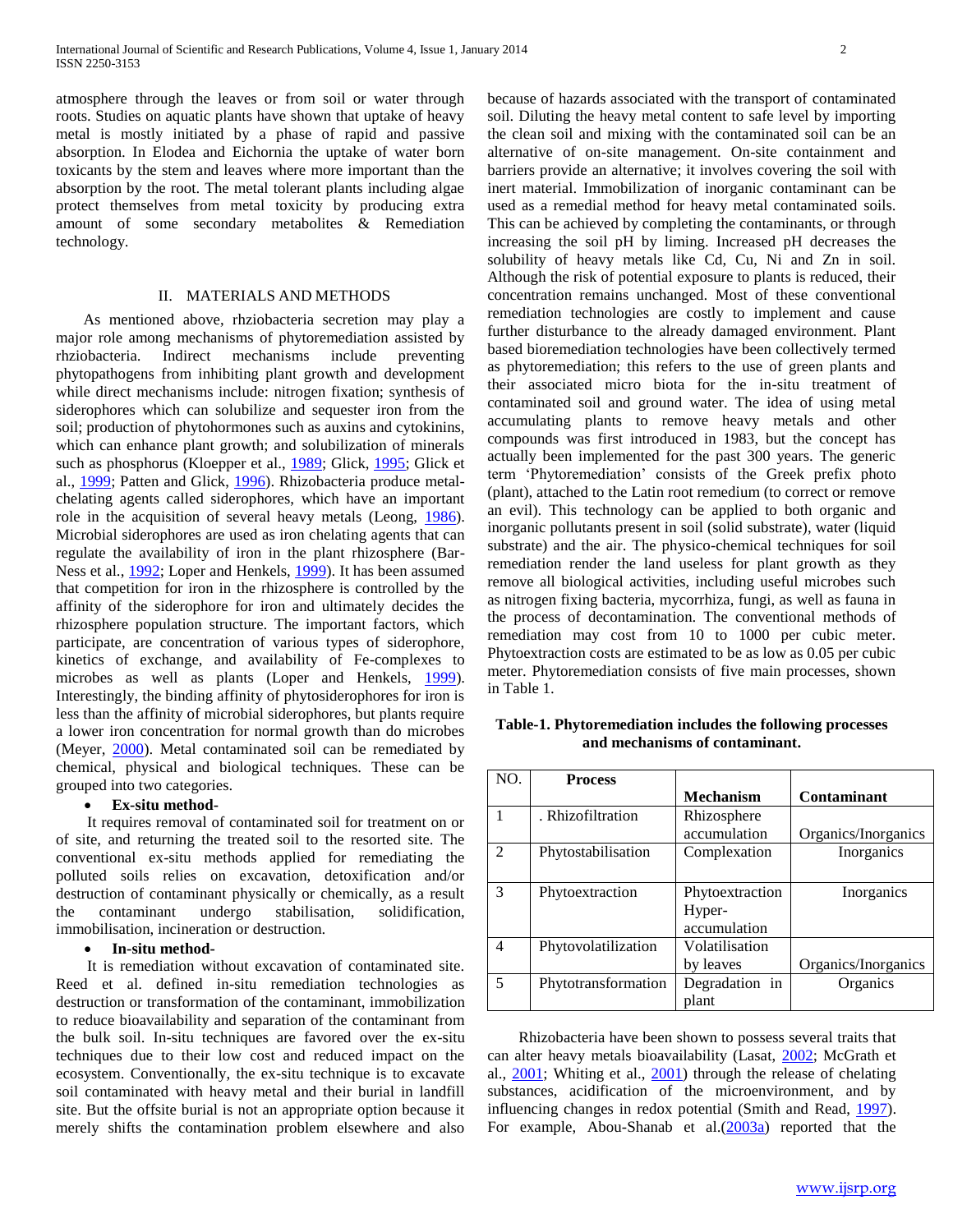atmosphere through the leaves or from soil or water through roots. Studies on aquatic plants have shown that uptake of heavy metal is mostly initiated by a phase of rapid and passive absorption. In Elodea and Eichornia the uptake of water born toxicants by the stem and leaves where more important than the absorption by the root. The metal tolerant plants including algae protect themselves from metal toxicity by producing extra amount of some secondary metabolites & Remediation technology.

## II. MATERIALS AND METHODS

As mentioned above, rhziobacteria secretion may play a major role among mechanisms of phytoremediation assisted by rhziobacteria. Indirect mechanisms include preventing phytopathogens from inhibiting plant growth and development while direct mechanisms include: nitrogen fixation; synthesis of siderophores which can solubilize and sequester iron from the soil; production of phytohormones such as auxins and cytokinins, which can enhance plant growth; and solubilization of minerals such as phosphorus (Kloepper et al., 1989; Glick, 1995; Glick et al., 1999; Patten and Glick, 1996). Rhizobacteria produce metal-chelating agents called siderophores, which have an important role in the acquisition of several heavy metals (Leong, 1986). Microbial siderophores are used as iron chelating agents that can regulate the availability of iron in the plant rhizosphere (Bar-Ness et al., 1992; Loper and Henkels, 1999). It has been assumed that competition for iron in the rhizosphere is controlled by the affinity of the siderophore for iron and ultimately decides the rhizosphere population structure. The important factors, which participate, are concentration of various types of siderophore, kinetics of exchange, and availability of Fe-complexes to microbes as well as plants (Loper and Henkels, 1999). Interestingly, the binding affinity of phytosiderophores for iron is less than the affinity of microbial siderophores, but plants require a lower iron concentration for normal growth than do microbes (Meyer, 2000). Metal contaminated soil can be remediated by chemical, physical and biological techniques. These can be grouped into two categories.

- **Ex-situ method-**

It requires removal of contaminated soil for treatment on or of site, and returning the treated soil to the resorted site. The conventional ex-situ methods applied for remediating the polluted soils relies on excavation, detoxification and/or destruction of contaminant physically or chemically, as a result the contaminant undergo stabilisation, solidification, immobilisation, incineration or destruction.

- **In-situ method-**

It is remediation without excavation of contaminated site. Reed et al. defined in-situ remediation technologies as destruction or transformation of the contaminant, immobilization to reduce bioavailability and separation of the contaminant from the bulk soil. In-situ techniques are favored over the ex-situ techniques due to their low cost and reduced impact on the ecosystem. Conventionally, the ex-situ technique is to excavate soil contaminated with heavy metal and their burial in landfill site. But the offsite burial is not an appropriate option because it merely shifts the contamination problem elsewhere and also because of hazards associated with the transport of contaminated soil. Diluting the heavy metal content to safe level by importing the clean soil and mixing with the contaminated soil can be an alternative of on-site management. On-site containment and barriers provide an alternative; it involves covering the soil with inert material. Immobilization of inorganic contaminant can be used as a remedial method for heavy metal contaminated soils. This can be achieved by completing the contaminants, or through increasing the soil pH by liming. Increased pH decreases the solubility of heavy metals like Cd, Cu, Ni and Zn in soil. Although the risk of potential exposure to plants is reduced, their concentration remains unchanged. Most of these conventional remediation technologies are costly to implement and cause further disturbance to the already damaged environment. Plant based bioremediation technologies have been collectively termed as phytoremediation; this refers to the use of green plants and their associated micro biota for the in-situ treatment of contaminated soil and ground water. The idea of using metal accumulating plants to remove heavy metals and other compounds was first introduced in 1983, but the concept has actually been implemented for the past 300 years. The generic term 'Phytoremediation' consists of the Greek prefix photo (plant), attached to the Latin root remedium (to correct or remove an evil). This technology can be applied to both organic and inorganic pollutants present in soil (solid substrate), water (liquid substrate) and the air. The physico-chemical techniques for soil remediation render the land useless for plant growth as they remove all biological activities, including useful microbes such as nitrogen fixing bacteria, mycorrhiza, fungi, as well as fauna in the process of decontamination. The conventional methods of remediation may cost from 10 to 1000 per cubic meter. Phytoextraction costs are estimated to be as low as 0.05 per cubic meter. Phytoremediation consists of five main processes, shown in Table 1.

**Table-1. Phytoremediation includes the following processes and mechanisms of contaminant.**

| NO. | Process | Mechanism | Contaminant |
|---|---|---|---|
| 1 | . Rhizofiltration | Rhizosphere accumulation | Organics/Inorganics |
| 2 | Phytostabilisation | Complexation | Inorganics |
| 3 | Phytoextraction | Phytoextraction Hyper-accumulation | Inorganics |
| 4 | Phytovolatilization | Volatilisation by leaves | Organics/Inorganics |
| 5 | Phytotransformation | Degradation in plant | Organics |

Rhizobacteria have been shown to possess several traits that can alter heavy metals bioavailability (Lasat, 2002; McGrath et al., 2001; Whiting et al., 2001) through the release of chelating substances, acidification of the microenvironment, and by influencing changes in redox potential (Smith and Read, 1997). For example, Abou-Shanab et al.(2003a) reported that the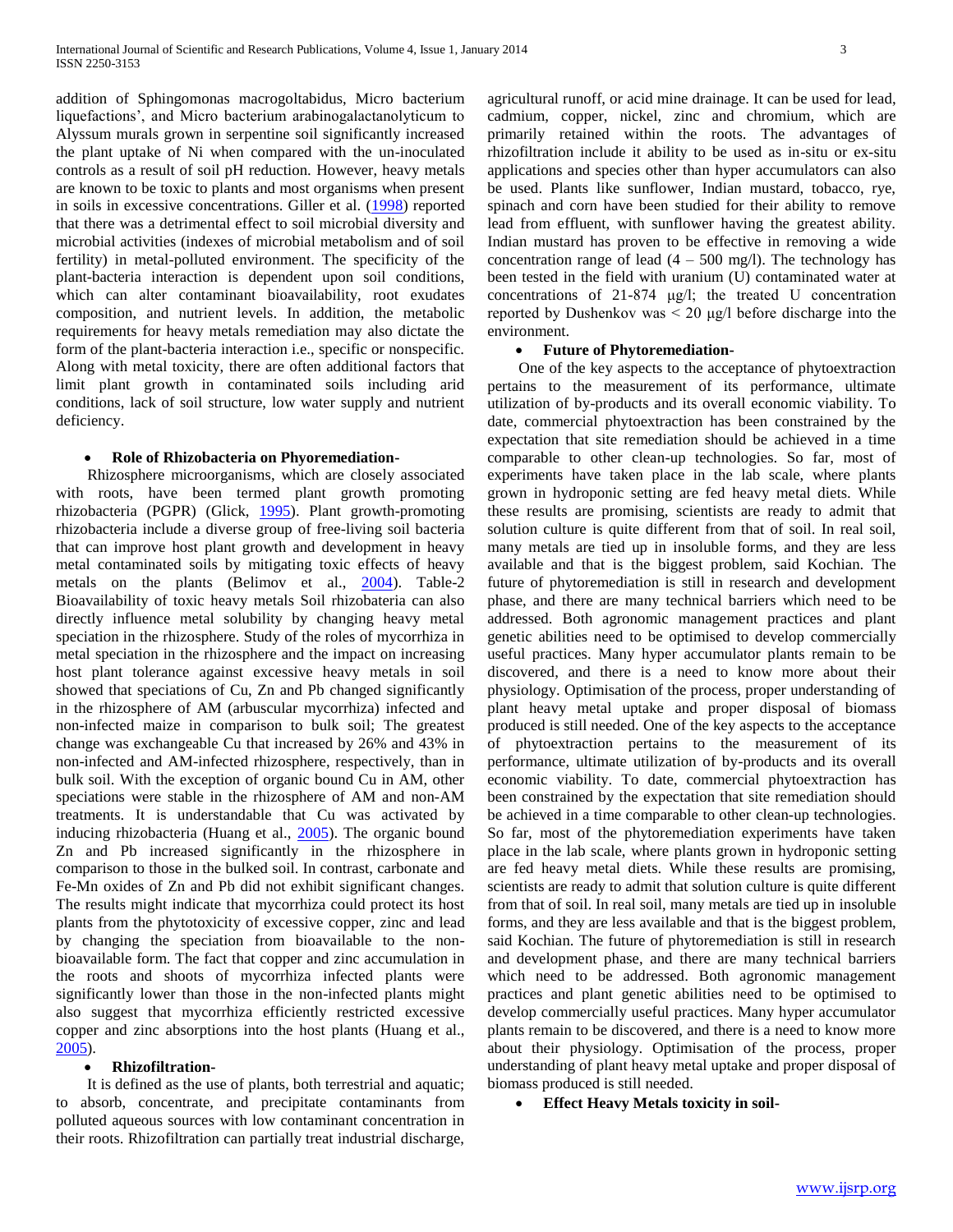addition of Sphingomonas macrogoltabidus, Micro bacterium liquefactions', and Micro bacterium arabinogalactanolyticum to Alyssum murals grown in serpentine soil significantly increased the plant uptake of Ni when compared with the un-inoculated controls as a result of soil pH reduction. However, heavy metals are known to be toxic to plants and most organisms when present in soils in excessive concentrations. Giller et al. (1998) reported that there was a detrimental effect to soil microbial diversity and microbial activities (indexes of microbial metabolism and of soil fertility) in metal-polluted environment. The specificity of the plant-bacteria interaction is dependent upon soil conditions, which can alter contaminant bioavailability, root exudates composition, and nutrient levels. In addition, the metabolic requirements for heavy metals remediation may also dictate the form of the plant-bacteria interaction i.e., specific or nonspecific. Along with metal toxicity, there are often additional factors that limit plant growth in contaminated soils including arid conditions, lack of soil structure, low water supply and nutrient deficiency.

- **Role of Rhizobacteria on Phyoremediation-**

Rhizosphere microorganisms, which are closely associated with roots, have been termed plant growth promoting rhizobacteria (PGPR) (Glick, 1995). Plant growth-promoting rhizobacteria include a diverse group of free-living soil bacteria that can improve host plant growth and development in heavy metal contaminated soils by mitigating toxic effects of heavy metals on the plants (Belimov et al., 2004). Table-2 Bioavailability of toxic heavy metals Soil rhizobateria can also directly influence metal solubility by changing heavy metal speciation in the rhizosphere. Study of the roles of mycorrhiza in metal speciation in the rhizosphere and the impact on increasing host plant tolerance against excessive heavy metals in soil showed that speciations of Cu, Zn and Pb changed significantly in the rhizosphere of AM (arbuscular mycorrhiza) infected and non-infected maize in comparison to bulk soil; The greatest change was exchangeable Cu that increased by 26% and 43% in non-infected and AM-infected rhizosphere, respectively, than in bulk soil. With the exception of organic bound Cu in AM, other speciations were stable in the rhizosphere of AM and non-AM treatments. It is understandable that Cu was activated by inducing rhizobacteria (Huang et al., 2005). The organic bound Zn and Pb increased significantly in the rhizosphere in comparison to those in the bulked soil. In contrast, carbonate and Fe-Mn oxides of Zn and Pb did not exhibit significant changes. The results might indicate that mycorrhiza could protect its host plants from the phytotoxicity of excessive copper, zinc and lead by changing the speciation from bioavailable to the non-bioavailable form. The fact that copper and zinc accumulation in the roots and shoots of mycorrhiza infected plants were significantly lower than those in the non-infected plants might also suggest that mycorrhiza efficiently restricted excessive copper and zinc absorptions into the host plants (Huang et al., 2005).

- **Rhizofiltration-**

It is defined as the use of plants, both terrestrial and aquatic; to absorb, concentrate, and precipitate contaminants from polluted aqueous sources with low contaminant concentration in their roots. Rhizofiltration can partially treat industrial discharge, agricultural runoff, or acid mine drainage. It can be used for lead, cadmium, copper, nickel, zinc and chromium, which are primarily retained within the roots. The advantages of rhizofiltration include it ability to be used as in-situ or ex-situ applications and species other than hyper accumulators can also be used. Plants like sunflower, Indian mustard, tobacco, rye, spinach and corn have been studied for their ability to remove lead from effluent, with sunflower having the greatest ability. Indian mustard has proven to be effective in removing a wide concentration range of lead (4 – 500 mg/l). The technology has been tested in the field with uranium (U) contaminated water at concentrations of 21-874 μg/l; the treated U concentration reported by Dushenkov was < 20 μg/l before discharge into the environment.

- **Future of Phytoremediation-**

One of the key aspects to the acceptance of phytoextraction pertains to the measurement of its performance, ultimate utilization of by-products and its overall economic viability. To date, commercial phytoextraction has been constrained by the expectation that site remediation should be achieved in a time comparable to other clean-up technologies. So far, most of experiments have taken place in the lab scale, where plants grown in hydroponic setting are fed heavy metal diets. While these results are promising, scientists are ready to admit that solution culture is quite different from that of soil. In real soil, many metals are tied up in insoluble forms, and they are less available and that is the biggest problem, said Kochian. The future of phytoremediation is still in research and development phase, and there are many technical barriers which need to be addressed. Both agronomic management practices and plant genetic abilities need to be optimised to develop commercially useful practices. Many hyper accumulator plants remain to be discovered, and there is a need to know more about their physiology. Optimisation of the process, proper understanding of plant heavy metal uptake and proper disposal of biomass produced is still needed. One of the key aspects to the acceptance of phytoextraction pertains to the measurement of its performance, ultimate utilization of by-products and its overall economic viability. To date, commercial phytoextraction has been constrained by the expectation that site remediation should be achieved in a time comparable to other clean-up technologies. So far, most of the phytoremediation experiments have taken place in the lab scale, where plants grown in hydroponic setting are fed heavy metal diets. While these results are promising, scientists are ready to admit that solution culture is quite different from that of soil. In real soil, many metals are tied up in insoluble forms, and they are less available and that is the biggest problem, said Kochian. The future of phytoremediation is still in research and development phase, and there are many technical barriers which need to be addressed. Both agronomic management practices and plant genetic abilities need to be optimised to develop commercially useful practices. Many hyper accumulator plants remain to be discovered, and there is a need to know more about their physiology. Optimisation of the process, proper understanding of plant heavy metal uptake and proper disposal of biomass produced is still needed.

- **Effect Heavy Metals toxicity in soil-**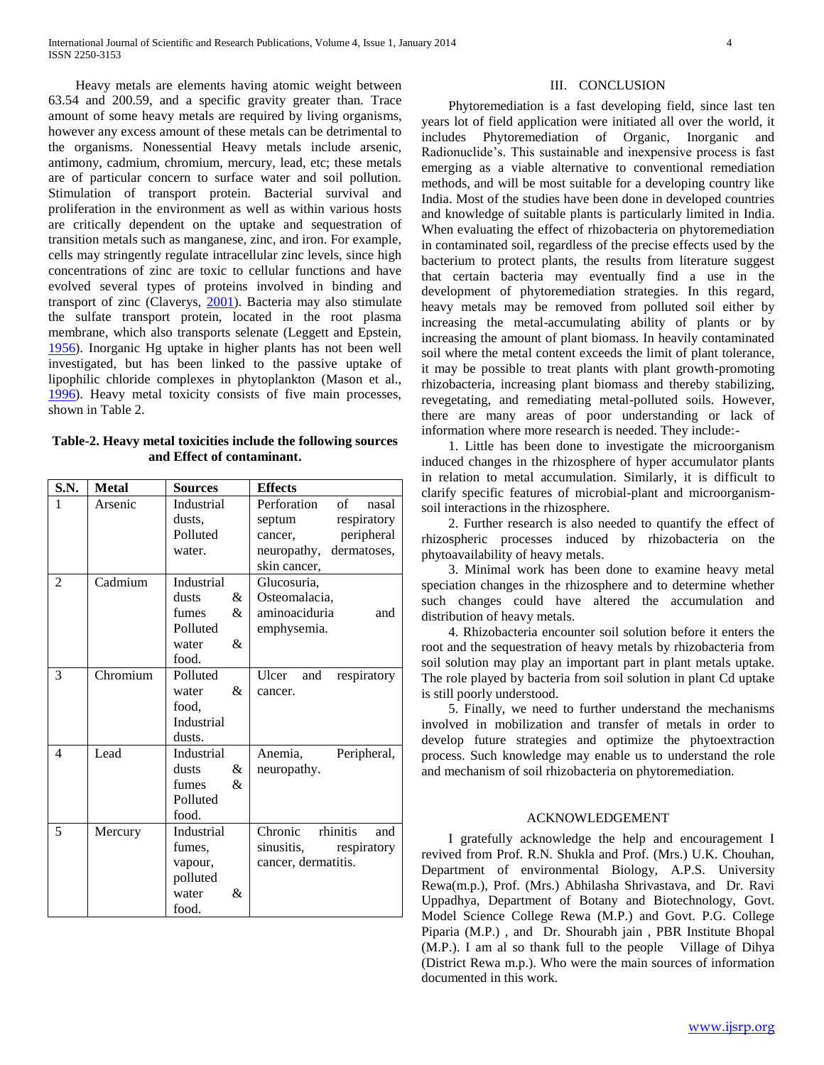Heavy metals are elements having atomic weight between 63.54 and 200.59, and a specific gravity greater than. Trace amount of some heavy metals are required by living organisms, however any excess amount of these metals can be detrimental to the organisms. Nonessential Heavy metals include arsenic, antimony, cadmium, chromium, mercury, lead, etc; these metals are of particular concern to surface water and soil pollution. Stimulation of transport protein. Bacterial survival and proliferation in the environment as well as within various hosts are critically dependent on the uptake and sequestration of transition metals such as manganese, zinc, and iron. For example, cells may stringently regulate intracellular zinc levels, since high concentrations of zinc are toxic to cellular functions and have evolved several types of proteins involved in binding and transport of zinc (Claverys, 2001). Bacteria may also stimulate the sulfate transport protein, located in the root plasma membrane, which also transports selenate (Leggett and Epstein, 1956). Inorganic Hg uptake in higher plants has not been well investigated, but has been linked to the passive uptake of lipophilic chloride complexes in phytoplankton (Mason et al., 1996). Heavy metal toxicity consists of five main processes, shown in Table 2.

**Table-2. Heavy metal toxicities include the following sources and Effect of contaminant.**

| S.N. | Metal | Sources | Effects |
|---|---|---|---|
| 1 | Arsenic | Industrial dusts, Polluted water. | Perforation of nasal septum respiratory cancer, peripheral neuropathy, dermatoses, skin cancer, |
| 2 | Cadmium | Industrial dusts & fumes & Polluted water & food. | Glucosuria, Osteomalacia, aminoaciduria and emphysemia. |
| 3 | Chromium | Polluted water & food, Industrial dusts. | Ulcer and respiratory cancer. |
| 4 | Lead | Industrial dusts & fumes & Polluted food. | Anemia, Peripheral, neuropathy. |
| 5 | Mercury | Industrial fumes, vapour, polluted water & food. | Chronic rhinitis and sinusitis, respiratory cancer, dermatitis. |

## III. CONCLUSION

Phytoremediation is a fast developing field, since last ten years lot of field application were initiated all over the world, it includes Phytoremediation of Organic, Inorganic and Radionuclide's. This sustainable and inexpensive process is fast emerging as a viable alternative to conventional remediation methods, and will be most suitable for a developing country like India. Most of the studies have been done in developed countries and knowledge of suitable plants is particularly limited in India. When evaluating the effect of rhizobacteria on phytoremediation in contaminated soil, regardless of the precise effects used by the bacterium to protect plants, the results from literature suggest that certain bacteria may eventually find a use in the development of phytoremediation strategies. In this regard, heavy metals may be removed from polluted soil either by increasing the metal-accumulating ability of plants or by increasing the amount of plant biomass. In heavily contaminated soil where the metal content exceeds the limit of plant tolerance, it may be possible to treat plants with plant growth-promoting rhizobacteria, increasing plant biomass and thereby stabilizing, revegetating, and remediating metal-polluted soils. However, there are many areas of poor understanding or lack of information where more research is needed. They include:-

1. Little has been done to investigate the microorganism induced changes in the rhizosphere of hyper accumulator plants in relation to metal accumulation. Similarly, it is difficult to clarify specific features of microbial-plant and microorganism-soil interactions in the rhizosphere.

2. Further research is also needed to quantify the effect of rhizospheric processes induced by rhizobacteria on the phytoavailability of heavy metals.

3. Minimal work has been done to examine heavy metal speciation changes in the rhizosphere and to determine whether such changes could have altered the accumulation and distribution of heavy metals.

4. Rhizobacteria encounter soil solution before it enters the root and the sequestration of heavy metals by rhizobacteria from soil solution may play an important part in plant metals uptake. The role played by bacteria from soil solution in plant Cd uptake is still poorly understood.

5. Finally, we need to further understand the mechanisms involved in mobilization and transfer of metals in order to develop future strategies and optimize the phytoextraction process. Such knowledge may enable us to understand the role and mechanism of soil rhizobacteria on phytoremediation.

## ACKNOWLEDGEMENT

I gratefully acknowledge the help and encouragement I revived from Prof. R.N. Shukla and Prof. (Mrs.) U.K. Chouhan, Department of environmental Biology, A.P.S. University Rewa(m.p.), Prof. (Mrs.) Abhilasha Shrivastava, and Dr. Ravi Uppadhya, Department of Botany and Biotechnology, Govt. Model Science College Rewa (M.P.) and Govt. P.G. College Piparia (M.P.) , and Dr. Shourabh jain , PBR Institute Bhopal (M.P.). I am al so thank full to the people Village of Dihya (District Rewa m.p.). Who were the main sources of information documented in this work.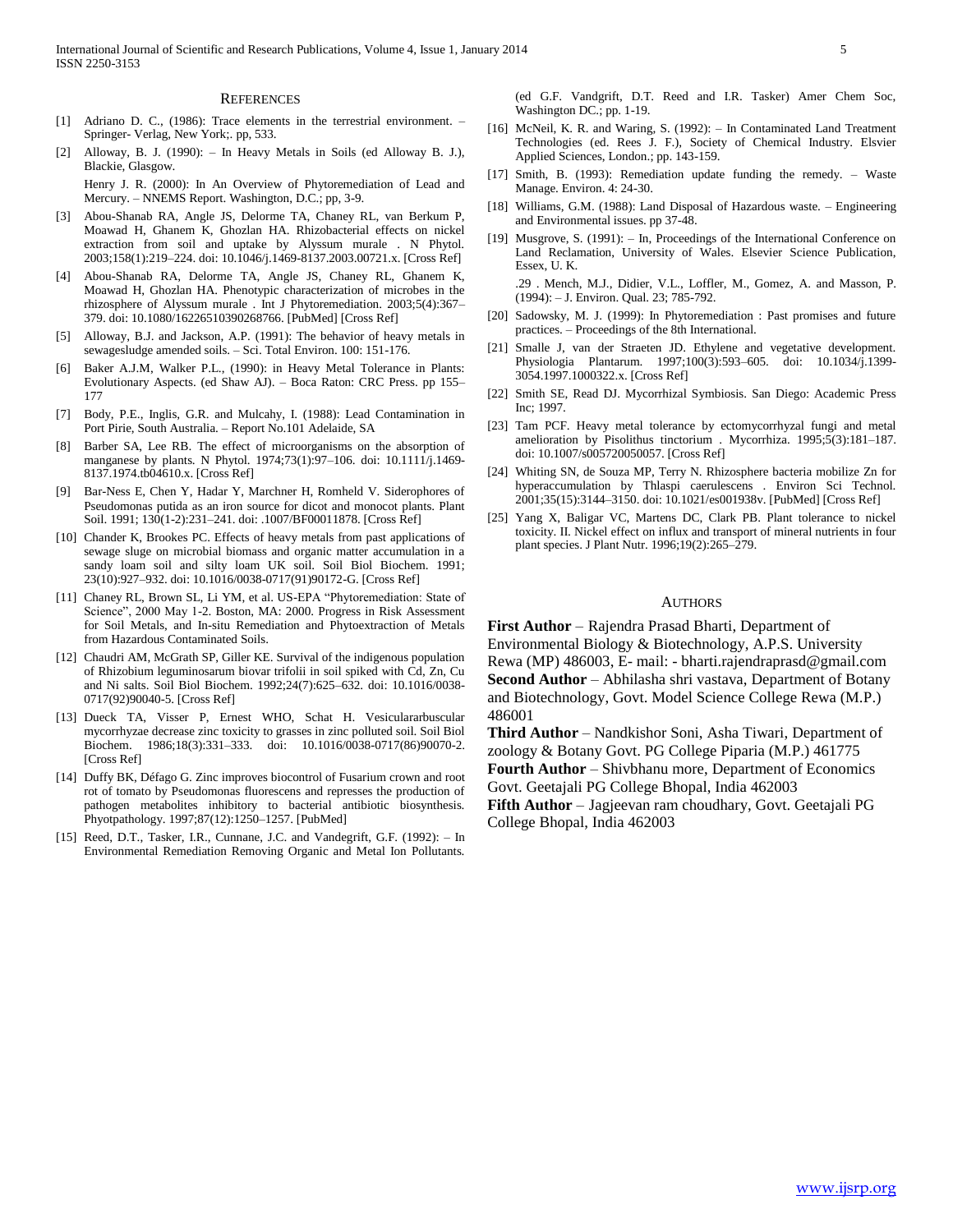## REFERENCES

[1] Adriano D. C., (1986): Trace elements in the terrestrial environment. – Springer- Verlag, New York;. pp, 533.

[2] Alloway, B. J. (1990): – In Heavy Metals in Soils (ed Alloway B. J.), Blackie, Glasgow.

Henry J. R. (2000): In An Overview of Phytoremediation of Lead and Mercury. – NNEMS Report. Washington, D.C.; pp, 3-9.

[3] Abou-Shanab RA, Angle JS, Delorme TA, Chaney RL, van Berkum P, Moawad H, Ghanem K, Ghozlan HA. Rhizobacterial effects on nickel extraction from soil and uptake by Alyssum murale . N Phytol. 2003;158(1):219–224. doi: 10.1046/j.1469-8137.2003.00721.x. [Cross Ref]

[4] Abou-Shanab RA, Delorme TA, Angle JS, Chaney RL, Ghanem K, Moawad H, Ghozlan HA. Phenotypic characterization of microbes in the rhizosphere of Alyssum murale . Int J Phytoremediation. 2003;5(4):367–379. doi: 10.1080/16226510390268766. [PubMed] [Cross Ref]

[5] Alloway, B.J. and Jackson, A.P. (1991): The behavior of heavy metals in sewagesludge amended soils. – Sci. Total Environ. 100: 151-176.

[6] Baker A.J.M, Walker P.L., (1990): in Heavy Metal Tolerance in Plants: Evolutionary Aspects. (ed Shaw AJ). – Boca Raton: CRC Press. pp 155–177

[7] Body, P.E., Inglis, G.R. and Mulcahy, I. (1988): Lead Contamination in Port Pirie, South Australia. – Report No.101 Adelaide, SA

[8] Barber SA, Lee RB. The effect of microorganisms on the absorption of manganese by plants. N Phytol. 1974;73(1):97–106. doi: 10.1111/j.1469-8137.1974.tb04610.x. [Cross Ref]

[9] Bar-Ness E, Chen Y, Hadar Y, Marchner H, Romheld V. Siderophores of Pseudomonas putida as an iron source for dicot and monocot plants. Plant Soil. 1991; 130(1-2):231–241. doi: .1007/BF00011878. [Cross Ref]

[10] Chander K, Brookes PC. Effects of heavy metals from past applications of sewage sluge on microbial biomass and organic matter accumulation in a sandy loam soil and silty loam UK soil. Soil Biol Biochem. 1991; 23(10):927–932. doi: 10.1016/0038-0717(91)90172-G. [Cross Ref]

[11] Chaney RL, Brown SL, Li YM, et al. US-EPA "Phytoremediation: State of Science", 2000 May 1-2. Boston, MA: 2000. Progress in Risk Assessment for Soil Metals, and In-situ Remediation and Phytoextraction of Metals from Hazardous Contaminated Soils.

[12] Chaudri AM, McGrath SP, Giller KE. Survival of the indigenous population of Rhizobium leguminosarum biovar trifolii in soil spiked with Cd, Zn, Cu and Ni salts. Soil Biol Biochem. 1992;24(7):625–632. doi: 10.1016/0038-0717(92)90040-5. [Cross Ref]

[13] Dueck TA, Visser P, Ernest WHO, Schat H. Vesiculararbuscular mycorrhyzae decrease zinc toxicity to grasses in zinc polluted soil. Soil Biol Biochem. 1986;18(3):331–333. doi: 10.1016/0038-0717(86)90070-2. [Cross Ref]

[14] Duffy BK, Défago G. Zinc improves biocontrol of Fusarium crown and root rot of tomato by Pseudomonas fluorescens and represses the production of pathogen metabolites inhibitory to bacterial antibiotic biosynthesis. Phyotpathology. 1997;87(12):1250–1257. [PubMed]

[15] Reed, D.T., Tasker, I.R., Cunnane, J.C. and Vandegrift, G.F. (1992): – In Environmental Remediation Removing Organic and Metal Ion Pollutants. (ed G.F. Vandgrift, D.T. Reed and I.R. Tasker) Amer Chem Soc, Washington DC.; pp. 1-19.

[16] McNeil, K. R. and Waring, S. (1992): – In Contaminated Land Treatment Technologies (ed. Rees J. F.), Society of Chemical Industry. Elsvier Applied Sciences, London.; pp. 143-159.

[17] Smith, B. (1993): Remediation update funding the remedy. – Waste Manage. Environ. 4: 24-30.

[18] Williams, G.M. (1988): Land Disposal of Hazardous waste. – Engineering and Environmental issues. pp 37-48.

[19] Musgrove, S. (1991): – In, Proceedings of the International Conference on Land Reclamation, University of Wales. Elsevier Science Publication, Essex, U. K.

.29 . Mench, M.J., Didier, V.L., Loffler, M., Gomez, A. and Masson, P. (1994): – J. Environ. Qual. 23; 785-792.

[20] Sadowsky, M. J. (1999): In Phytoremediation : Past promises and future practices. – Proceedings of the 8th International.

[21] Smalle J, van der Straeten JD. Ethylene and vegetative development. Physiologia Plantarum. 1997;100(3):593–605. doi: 10.1034/j.1399-3054.1997.1000322.x. [Cross Ref]

[22] Smith SE, Read DJ. Mycorrhizal Symbiosis. San Diego: Academic Press Inc; 1997.

[23] Tam PCF. Heavy metal tolerance by ectomycorrhyzal fungi and metal amelioration by Pisolithus tinctorium . Mycorrhiza. 1995;5(3):181–187. doi: 10.1007/s005720050057. [Cross Ref]

[24] Whiting SN, de Souza MP, Terry N. Rhizosphere bacteria mobilize Zn for hyperaccumulation by Thlaspi caerulescens . Environ Sci Technol. 2001;35(15):3144–3150. doi: 10.1021/es001938v. [PubMed] [Cross Ref]

[25] Yang X, Baligar VC, Martens DC, Clark PB. Plant tolerance to nickel toxicity. II. Nickel effect on influx and transport of mineral nutrients in four plant species. J Plant Nutr. 1996;19(2):265–279.

## AUTHORS

**First Author** – Rajendra Prasad Bharti, Department of Environmental Biology & Biotechnology, A.P.S. University Rewa (MP) 486003, E- mail: - bharti.rajendraprasd@gmail.com

**Second Author** – Abhilasha shri vastava, Department of Botany and Biotechnology, Govt. Model Science College Rewa (M.P.) 486001

**Third Author** – Nandkishor Soni, Asha Tiwari, Department of zoology & Botany Govt. PG College Piparia (M.P.) 461775

**Fourth Author** – Shivbhanu more, Department of Economics Govt. Geetajali PG College Bhopal, India 462003

**Fifth Author** – Jagjeevan ram choudhary, Govt. Geetajali PG College Bhopal, India 462003